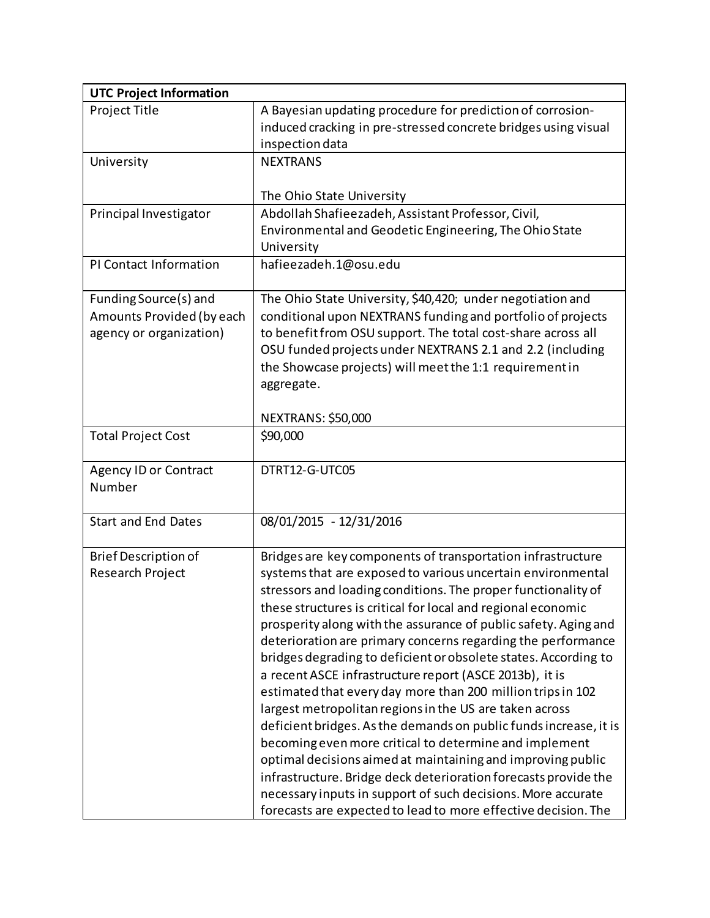| UTC Project Information | |
|---|---|
| Project Title | A Bayesian updating procedure for prediction of corrosion-induced cracking in pre-stressed concrete bridges using visual inspection data |
| University | NEXTRANS<br><br>The Ohio State University |
| Principal Investigator | Abdollah Shafieezadeh, Assistant Professor, Civil, Environmental and Geodetic Engineering, The Ohio State University |
| PI Contact Information | hafieezadeh.1@osu.edu |
| Funding Source(s) and Amounts Provided (by each agency or organization) | The Ohio State University, \$40,420; under negotiation and conditional upon NEXTRANS funding and portfolio of projects to benefit from OSU support. The total cost-share across all OSU funded projects under NEXTRANS 2.1 and 2.2 (including the Showcase projects) will meet the 1:1 requirement in aggregate.<br><br>NEXTRANS: \$50,000 |
| Total Project Cost | \$90,000 |
| Agency ID or Contract Number | DTRT12-G-UTC05 |
| Start and End Dates | 08/01/2015 - 12/31/2016 |
| Brief Description of Research Project | Bridges are key components of transportation infrastructure systems that are exposed to various uncertain environmental stressors and loading conditions. The proper functionality of these structures is critical for local and regional economic prosperity along with the assurance of public safety. Aging and deterioration are primary concerns regarding the performance bridges degrading to deficient or obsolete states. According to a recent ASCE infrastructure report (ASCE 2013b), it is estimated that every day more than 200 million trips in 102 largest metropolitan regions in the US are taken across deficient bridges. As the demands on public funds increase, it is becoming even more critical to determine and implement optimal decisions aimed at maintaining and improving public infrastructure. Bridge deck deterioration forecasts provide the necessary inputs in support of such decisions. More accurate forecasts are expected to lead to more effective decision. The |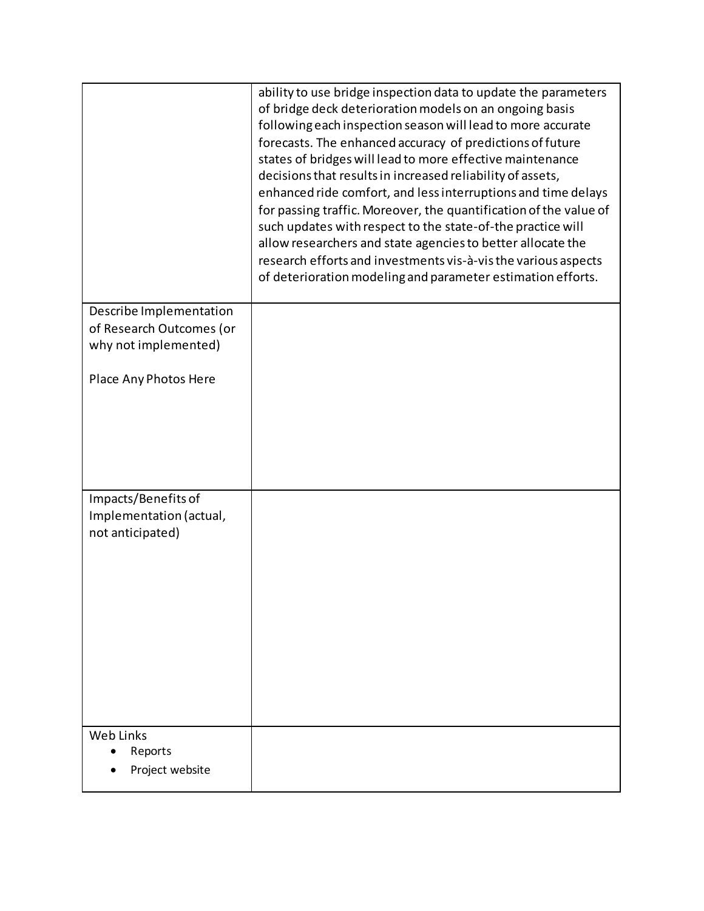| | |
|---|---|
| | ability to use bridge inspection data to update the parameters of bridge deck deterioration models on an ongoing basis following each inspection season will lead to more accurate forecasts. The enhanced accuracy of predictions of future states of bridges will lead to more effective maintenance decisions that results in increased reliability of assets, enhanced ride comfort, and less interruptions and time delays for passing traffic. Moreover, the quantification of the value of such updates with respect to the state-of-the practice will allow researchers and state agencies to better allocate the research efforts and investments vis-à-vis the various aspects of deterioration modeling and parameter estimation efforts. |
| Describe Implementation of Research Outcomes (or why not implemented)<br><br>Place Any Photos Here | |
| Impacts/Benefits of Implementation (actual, not anticipated) | |
| Web Links<br>• Reports<br>• Project website | |